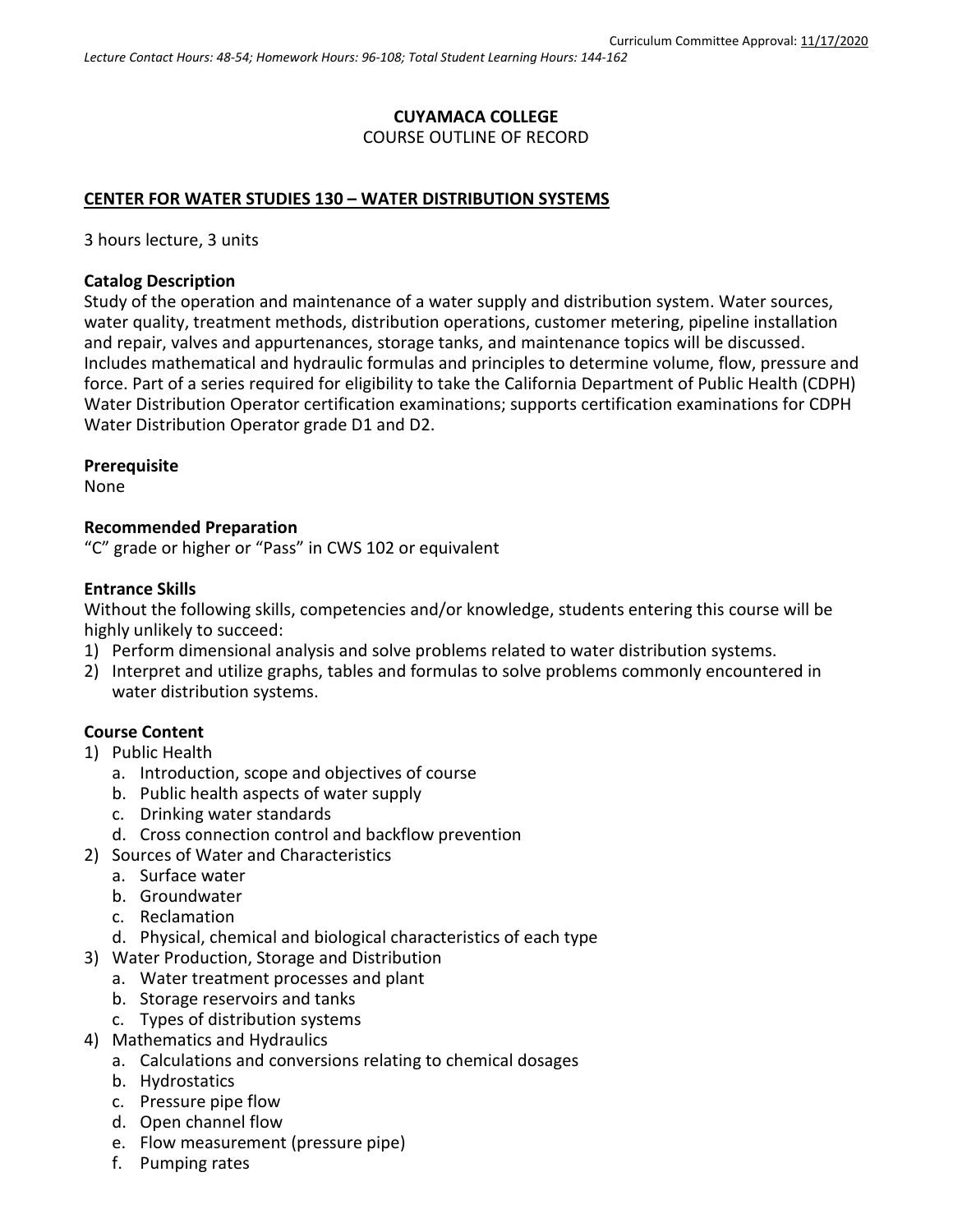Curriculum Committee Approval: 11/17/2020

*Lecture Contact Hours: 48-54; Homework Hours: 96-108; Total Student Learning Hours: 144-162*

**CUYAMACA COLLEGE**

COURSE OUTLINE OF RECORD

## CENTER FOR WATER STUDIES 130 – WATER DISTRIBUTION SYSTEMS

3 hours lecture, 3 units

### Catalog Description

Study of the operation and maintenance of a water supply and distribution system. Water sources, water quality, treatment methods, distribution operations, customer metering, pipeline installation and repair, valves and appurtenances, storage tanks, and maintenance topics will be discussed. Includes mathematical and hydraulic formulas and principles to determine volume, flow, pressure and force. Part of a series required for eligibility to take the California Department of Public Health (CDPH) Water Distribution Operator certification examinations; supports certification examinations for CDPH Water Distribution Operator grade D1 and D2.

### Prerequisite

None

### Recommended Preparation

"C" grade or higher or "Pass" in CWS 102 or equivalent

### Entrance Skills

Without the following skills, competencies and/or knowledge, students entering this course will be highly unlikely to succeed:

1) Perform dimensional analysis and solve problems related to water distribution systems.
2) Interpret and utilize graphs, tables and formulas to solve problems commonly encountered in water distribution systems.

### Course Content

1) Public Health
   a. Introduction, scope and objectives of course
   b. Public health aspects of water supply
   c. Drinking water standards
   d. Cross connection control and backflow prevention
2) Sources of Water and Characteristics
   a. Surface water
   b. Groundwater
   c. Reclamation
   d. Physical, chemical and biological characteristics of each type
3) Water Production, Storage and Distribution
   a. Water treatment processes and plant
   b. Storage reservoirs and tanks
   c. Types of distribution systems
4) Mathematics and Hydraulics
   a. Calculations and conversions relating to chemical dosages
   b. Hydrostatics
   c. Pressure pipe flow
   d. Open channel flow
   e. Flow measurement (pressure pipe)
   f. Pumping rates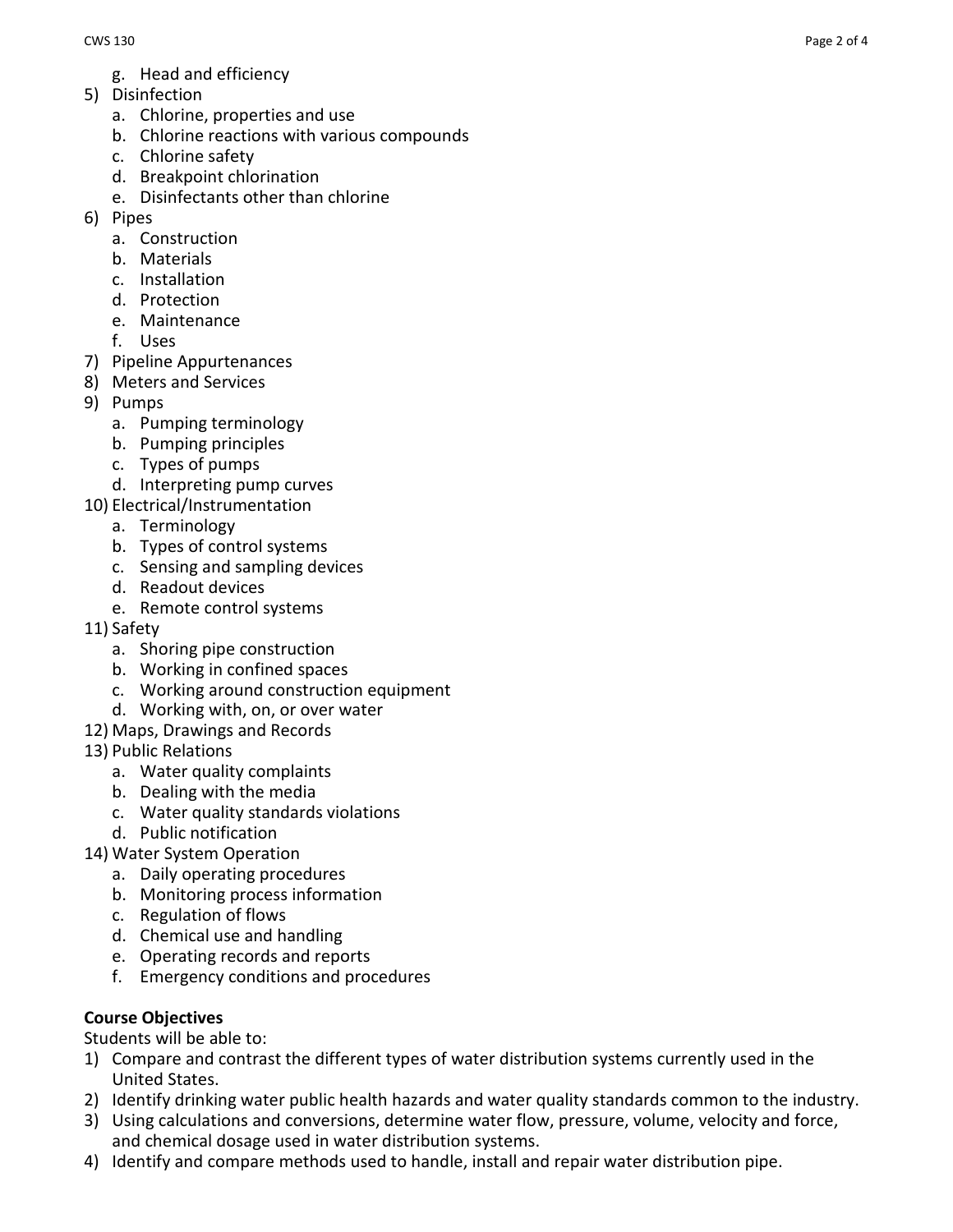g. Head and efficiency
5) Disinfection
    a. Chlorine, properties and use
    b. Chlorine reactions with various compounds
    c. Chlorine safety
    d. Breakpoint chlorination
    e. Disinfectants other than chlorine
6) Pipes
    a. Construction
    b. Materials
    c. Installation
    d. Protection
    e. Maintenance
    f. Uses
7) Pipeline Appurtenances
8) Meters and Services
9) Pumps
    a. Pumping terminology
    b. Pumping principles
    c. Types of pumps
    d. Interpreting pump curves
10) Electrical/Instrumentation
    a. Terminology
    b. Types of control systems
    c. Sensing and sampling devices
    d. Readout devices
    e. Remote control systems
11) Safety
    a. Shoring pipe construction
    b. Working in confined spaces
    c. Working around construction equipment
    d. Working with, on, or over water
12) Maps, Drawings and Records
13) Public Relations
    a. Water quality complaints
    b. Dealing with the media
    c. Water quality standards violations
    d. Public notification
14) Water System Operation
    a. Daily operating procedures
    b. Monitoring process information
    c. Regulation of flows
    d. Chemical use and handling
    e. Operating records and reports
    f. Emergency conditions and procedures

**Course Objectives**

Students will be able to:

1) Compare and contrast the different types of water distribution systems currently used in the United States.
2) Identify drinking water public health hazards and water quality standards common to the industry.
3) Using calculations and conversions, determine water flow, pressure, volume, velocity and force, and chemical dosage used in water distribution systems.
4) Identify and compare methods used to handle, install and repair water distribution pipe.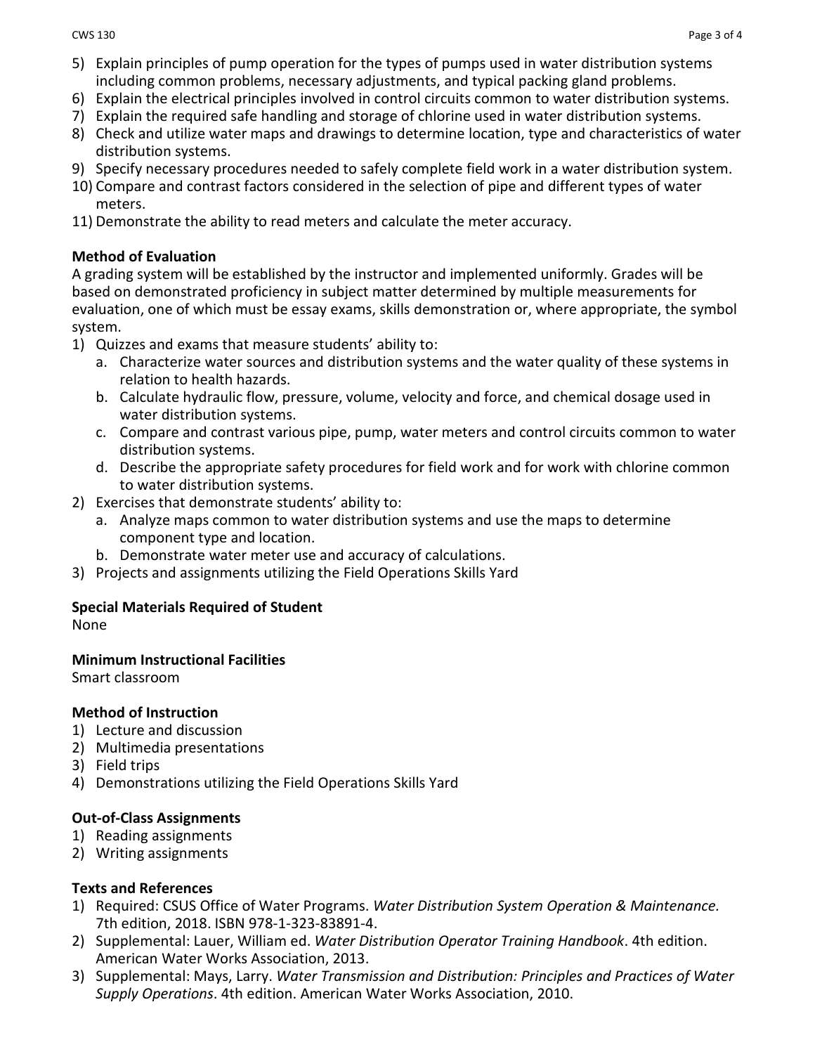5) Explain principles of pump operation for the types of pumps used in water distribution systems including common problems, necessary adjustments, and typical packing gland problems.
6) Explain the electrical principles involved in control circuits common to water distribution systems.
7) Explain the required safe handling and storage of chlorine used in water distribution systems.
8) Check and utilize water maps and drawings to determine location, type and characteristics of water distribution systems.
9) Specify necessary procedures needed to safely complete field work in a water distribution system.
10) Compare and contrast factors considered in the selection of pipe and different types of water meters.
11) Demonstrate the ability to read meters and calculate the meter accuracy.

**Method of Evaluation**

A grading system will be established by the instructor and implemented uniformly. Grades will be based on demonstrated proficiency in subject matter determined by multiple measurements for evaluation, one of which must be essay exams, skills demonstration or, where appropriate, the symbol system.

1) Quizzes and exams that measure students' ability to:
   a. Characterize water sources and distribution systems and the water quality of these systems in relation to health hazards.
   b. Calculate hydraulic flow, pressure, volume, velocity and force, and chemical dosage used in water distribution systems.
   c. Compare and contrast various pipe, pump, water meters and control circuits common to water distribution systems.
   d. Describe the appropriate safety procedures for field work and for work with chlorine common to water distribution systems.
2) Exercises that demonstrate students' ability to:
   a. Analyze maps common to water distribution systems and use the maps to determine component type and location.
   b. Demonstrate water meter use and accuracy of calculations.
3) Projects and assignments utilizing the Field Operations Skills Yard

**Special Materials Required of Student**

None

**Minimum Instructional Facilities**

Smart classroom

**Method of Instruction**

1) Lecture and discussion
2) Multimedia presentations
3) Field trips
4) Demonstrations utilizing the Field Operations Skills Yard

**Out-of-Class Assignments**

1) Reading assignments
2) Writing assignments

**Texts and References**

1) Required: CSUS Office of Water Programs. *Water Distribution System Operation & Maintenance.* 7th edition, 2018. ISBN 978-1-323-83891-4.
2) Supplemental: Lauer, William ed. *Water Distribution Operator Training Handbook*. 4th edition. American Water Works Association, 2013.
3) Supplemental: Mays, Larry. *Water Transmission and Distribution: Principles and Practices of Water Supply Operations*. 4th edition. American Water Works Association, 2010.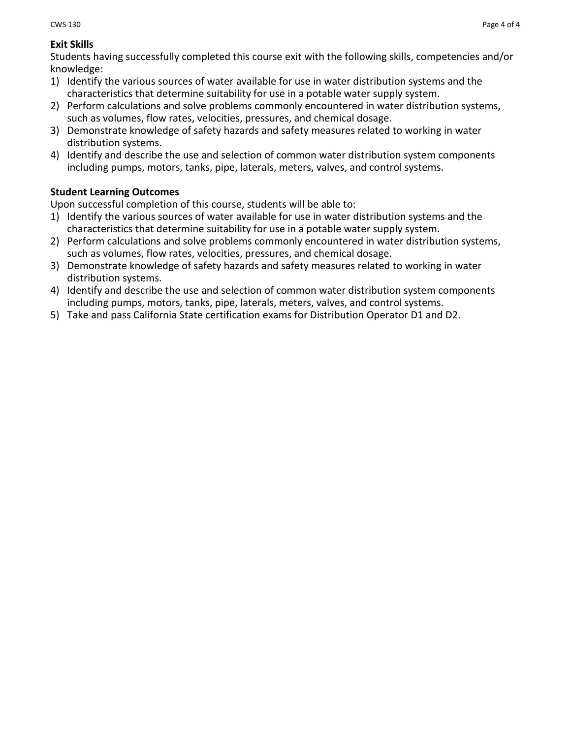**Exit Skills**

Students having successfully completed this course exit with the following skills, competencies and/or knowledge:

1) Identify the various sources of water available for use in water distribution systems and the characteristics that determine suitability for use in a potable water supply system.
2) Perform calculations and solve problems commonly encountered in water distribution systems, such as volumes, flow rates, velocities, pressures, and chemical dosage.
3) Demonstrate knowledge of safety hazards and safety measures related to working in water distribution systems.
4) Identify and describe the use and selection of common water distribution system components including pumps, motors, tanks, pipe, laterals, meters, valves, and control systems.

**Student Learning Outcomes**

Upon successful completion of this course, students will be able to:

1) Identify the various sources of water available for use in water distribution systems and the characteristics that determine suitability for use in a potable water supply system.
2) Perform calculations and solve problems commonly encountered in water distribution systems, such as volumes, flow rates, velocities, pressures, and chemical dosage.
3) Demonstrate knowledge of safety hazards and safety measures related to working in water distribution systems.
4) Identify and describe the use and selection of common water distribution system components including pumps, motors, tanks, pipe, laterals, meters, valves, and control systems.
5) Take and pass California State certification exams for Distribution Operator D1 and D2.